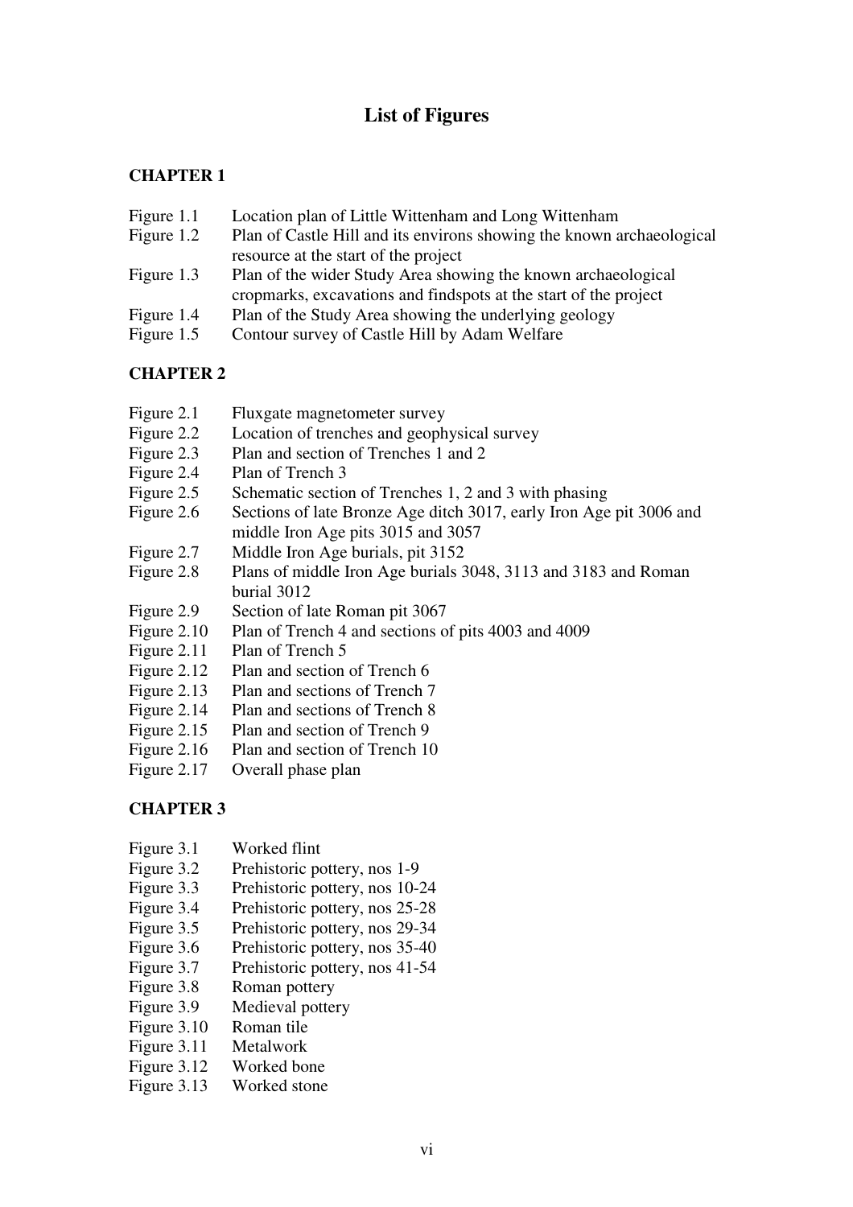# List of Figures

## CHAPTER 1

| | |
|---|---|
| Figure 1.1 | Location plan of Little Wittenham and Long Wittenham |
| Figure 1.2 | Plan of Castle Hill and its environs showing the known archaeological resource at the start of the project |
| Figure 1.3 | Plan of the wider Study Area showing the known archaeological cropmarks, excavations and findspots at the start of the project |
| Figure 1.4 | Plan of the Study Area showing the underlying geology |
| Figure 1.5 | Contour survey of Castle Hill by Adam Welfare |

## CHAPTER 2

| | |
|---|---|
| Figure 2.1 | Fluxgate magnetometer survey |
| Figure 2.2 | Location of trenches and geophysical survey |
| Figure 2.3 | Plan and section of Trenches 1 and 2 |
| Figure 2.4 | Plan of Trench 3 |
| Figure 2.5 | Schematic section of Trenches 1, 2 and 3 with phasing |
| Figure 2.6 | Sections of late Bronze Age ditch 3017, early Iron Age pit 3006 and middle Iron Age pits 3015 and 3057 |
| Figure 2.7 | Middle Iron Age burials, pit 3152 |
| Figure 2.8 | Plans of middle Iron Age burials 3048, 3113 and 3183 and Roman burial 3012 |
| Figure 2.9 | Section of late Roman pit 3067 |
| Figure 2.10 | Plan of Trench 4 and sections of pits 4003 and 4009 |
| Figure 2.11 | Plan of Trench 5 |
| Figure 2.12 | Plan and section of Trench 6 |
| Figure 2.13 | Plan and sections of Trench 7 |
| Figure 2.14 | Plan and sections of Trench 8 |
| Figure 2.15 | Plan and section of Trench 9 |
| Figure 2.16 | Plan and section of Trench 10 |
| Figure 2.17 | Overall phase plan |

## CHAPTER 3

| | |
|---|---|
| Figure 3.1 | Worked flint |
| Figure 3.2 | Prehistoric pottery, nos 1-9 |
| Figure 3.3 | Prehistoric pottery, nos 10-24 |
| Figure 3.4 | Prehistoric pottery, nos 25-28 |
| Figure 3.5 | Prehistoric pottery, nos 29-34 |
| Figure 3.6 | Prehistoric pottery, nos 35-40 |
| Figure 3.7 | Prehistoric pottery, nos 41-54 |
| Figure 3.8 | Roman pottery |
| Figure 3.9 | Medieval pottery |
| Figure 3.10 | Roman tile |
| Figure 3.11 | Metalwork |
| Figure 3.12 | Worked bone |
| Figure 3.13 | Worked stone |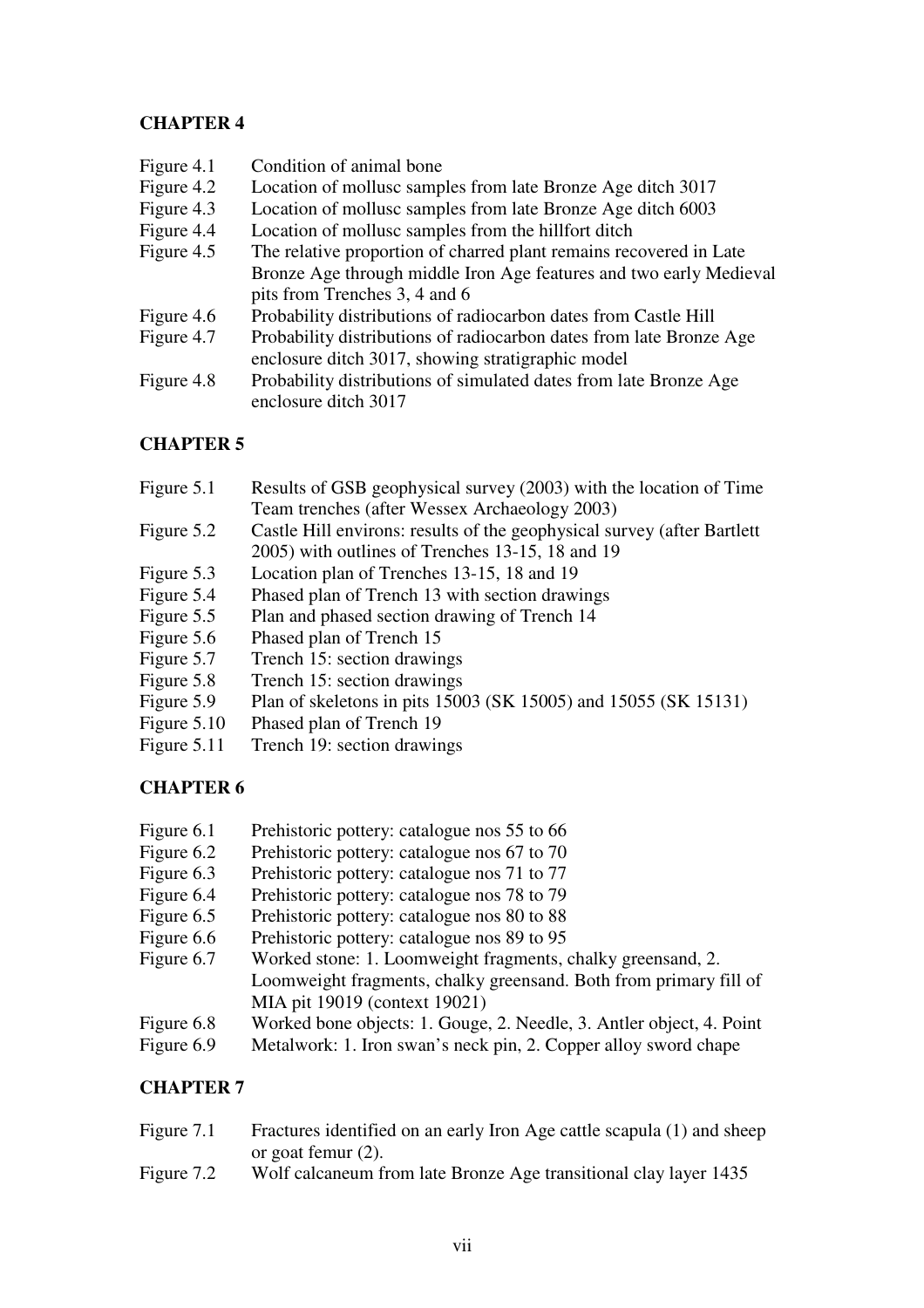## CHAPTER 4

| | |
|---|---|
| Figure 4.1 | Condition of animal bone |
| Figure 4.2 | Location of mollusc samples from late Bronze Age ditch 3017 |
| Figure 4.3 | Location of mollusc samples from late Bronze Age ditch 6003 |
| Figure 4.4 | Location of mollusc samples from the hillfort ditch |
| Figure 4.5 | The relative proportion of charred plant remains recovered in Late Bronze Age through middle Iron Age features and two early Medieval pits from Trenches 3, 4 and 6 |
| Figure 4.6 | Probability distributions of radiocarbon dates from Castle Hill |
| Figure 4.7 | Probability distributions of radiocarbon dates from late Bronze Age enclosure ditch 3017, showing stratigraphic model |
| Figure 4.8 | Probability distributions of simulated dates from late Bronze Age enclosure ditch 3017 |

## CHAPTER 5

| | |
|---|---|
| Figure 5.1 | Results of GSB geophysical survey (2003) with the location of Time Team trenches (after Wessex Archaeology 2003) |
| Figure 5.2 | Castle Hill environs: results of the geophysical survey (after Bartlett 2005) with outlines of Trenches 13-15, 18 and 19 |
| Figure 5.3 | Location plan of Trenches 13-15, 18 and 19 |
| Figure 5.4 | Phased plan of Trench 13 with section drawings |
| Figure 5.5 | Plan and phased section drawing of Trench 14 |
| Figure 5.6 | Phased plan of Trench 15 |
| Figure 5.7 | Trench 15: section drawings |
| Figure 5.8 | Trench 15: section drawings |
| Figure 5.9 | Plan of skeletons in pits 15003 (SK 15005) and 15055 (SK 15131) |
| Figure 5.10 | Phased plan of Trench 19 |
| Figure 5.11 | Trench 19: section drawings |

## CHAPTER 6

| | |
|---|---|
| Figure 6.1 | Prehistoric pottery: catalogue nos 55 to 66 |
| Figure 6.2 | Prehistoric pottery: catalogue nos 67 to 70 |
| Figure 6.3 | Prehistoric pottery: catalogue nos 71 to 77 |
| Figure 6.4 | Prehistoric pottery: catalogue nos 78 to 79 |
| Figure 6.5 | Prehistoric pottery: catalogue nos 80 to 88 |
| Figure 6.6 | Prehistoric pottery: catalogue nos 89 to 95 |
| Figure 6.7 | Worked stone: 1. Loomweight fragments, chalky greensand, 2. Loomweight fragments, chalky greensand. Both from primary fill of MIA pit 19019 (context 19021) |
| Figure 6.8 | Worked bone objects: 1. Gouge, 2. Needle, 3. Antler object, 4. Point |
| Figure 6.9 | Metalwork: 1. Iron swan's neck pin, 2. Copper alloy sword chape |

## CHAPTER 7

| | |
|---|---|
| Figure 7.1 | Fractures identified on an early Iron Age cattle scapula (1) and sheep or goat femur (2). |
| Figure 7.2 | Wolf calcaneum from late Bronze Age transitional clay layer 1435 |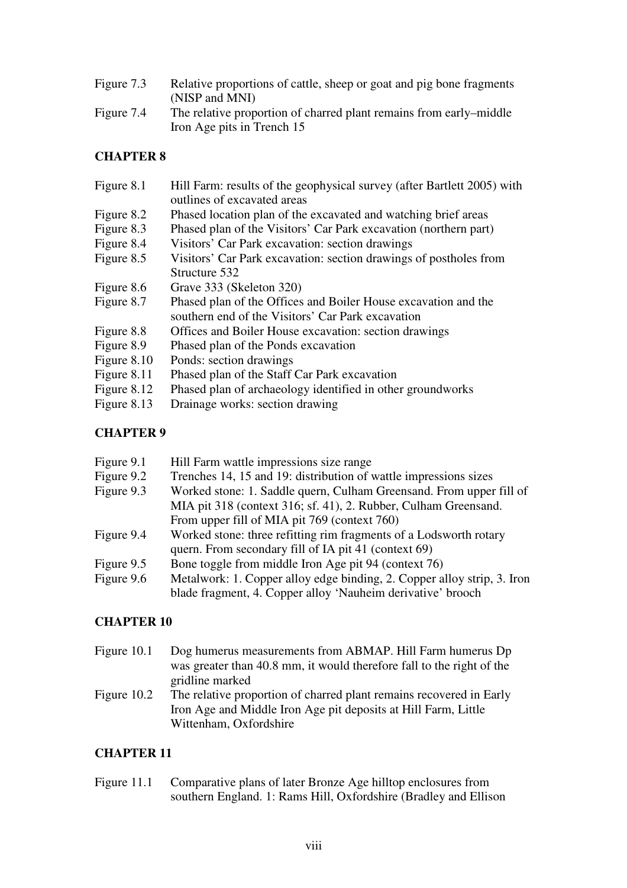Figure 7.3 Relative proportions of cattle, sheep or goat and pig bone fragments (NISP and MNI)

Figure 7.4 The relative proportion of charred plant remains from early–middle Iron Age pits in Trench 15

## CHAPTER 8

Figure 8.1 Hill Farm: results of the geophysical survey (after Bartlett 2005) with outlines of excavated areas

Figure 8.2 Phased location plan of the excavated and watching brief areas

Figure 8.3 Phased plan of the Visitors' Car Park excavation (northern part)

Figure 8.4 Visitors' Car Park excavation: section drawings

Figure 8.5 Visitors' Car Park excavation: section drawings of postholes from Structure 532

Figure 8.6 Grave 333 (Skeleton 320)

Figure 8.7 Phased plan of the Offices and Boiler House excavation and the southern end of the Visitors' Car Park excavation

Figure 8.8 Offices and Boiler House excavation: section drawings

Figure 8.9 Phased plan of the Ponds excavation

Figure 8.10 Ponds: section drawings

Figure 8.11 Phased plan of the Staff Car Park excavation

Figure 8.12 Phased plan of archaeology identified in other groundworks

Figure 8.13 Drainage works: section drawing

## CHAPTER 9

Figure 9.1 Hill Farm wattle impressions size range

Figure 9.2 Trenches 14, 15 and 19: distribution of wattle impressions sizes

Figure 9.3 Worked stone: 1. Saddle quern, Culham Greensand. From upper fill of MIA pit 318 (context 316; sf. 41), 2. Rubber, Culham Greensand. From upper fill of MIA pit 769 (context 760)

Figure 9.4 Worked stone: three refitting rim fragments of a Lodsworth rotary quern. From secondary fill of IA pit 41 (context 69)

Figure 9.5 Bone toggle from middle Iron Age pit 94 (context 76)

Figure 9.6 Metalwork: 1. Copper alloy edge binding, 2. Copper alloy strip, 3. Iron blade fragment, 4. Copper alloy 'Nauheim derivative' brooch

## CHAPTER 10

Figure 10.1 Dog humerus measurements from ABMAP. Hill Farm humerus Dp was greater than 40.8 mm, it would therefore fall to the right of the gridline marked

Figure 10.2 The relative proportion of charred plant remains recovered in Early Iron Age and Middle Iron Age pit deposits at Hill Farm, Little Wittenham, Oxfordshire

## CHAPTER 11

Figure 11.1 Comparative plans of later Bronze Age hilltop enclosures from southern England. 1: Rams Hill, Oxfordshire (Bradley and Ellison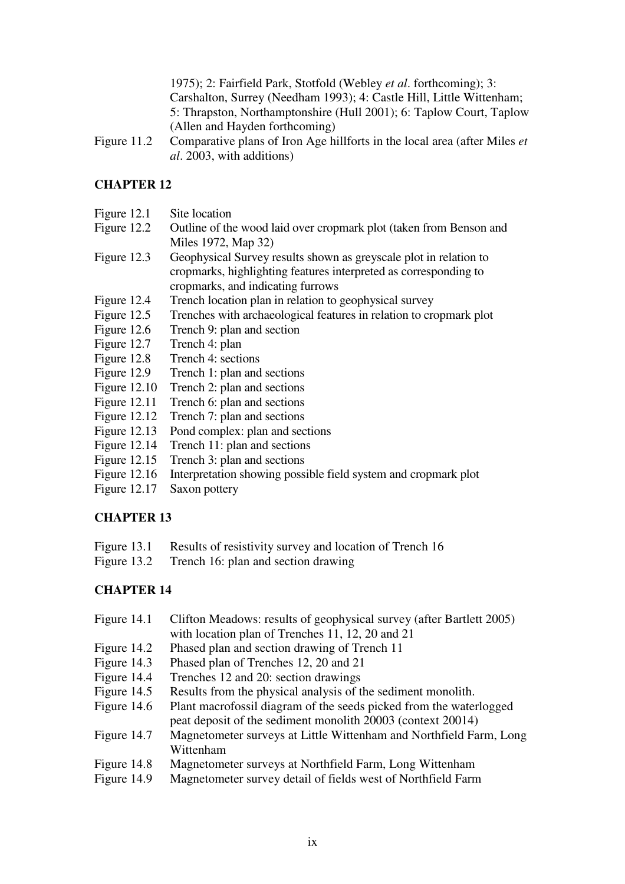1975); 2: Fairfield Park, Stotfold (Webley *et al*. forthcoming); 3: Carshalton, Surrey (Needham 1993); 4: Castle Hill, Little Wittenham; 5: Thrapston, Northamptonshire (Hull 2001); 6: Taplow Court, Taplow (Allen and Hayden forthcoming)

Figure 11.2 Comparative plans of Iron Age hillforts in the local area (after Miles *et al*. 2003, with additions)

## CHAPTER 12

Figure 12.1 Site location
Figure 12.2 Outline of the wood laid over cropmark plot (taken from Benson and Miles 1972, Map 32)
Figure 12.3 Geophysical Survey results shown as greyscale plot in relation to cropmarks, highlighting features interpreted as corresponding to cropmarks, and indicating furrows
Figure 12.4 Trench location plan in relation to geophysical survey
Figure 12.5 Trenches with archaeological features in relation to cropmark plot
Figure 12.6 Trench 9: plan and section
Figure 12.7 Trench 4: plan
Figure 12.8 Trench 4: sections
Figure 12.9 Trench 1: plan and sections
Figure 12.10 Trench 2: plan and sections
Figure 12.11 Trench 6: plan and sections
Figure 12.12 Trench 7: plan and sections
Figure 12.13 Pond complex: plan and sections
Figure 12.14 Trench 11: plan and sections
Figure 12.15 Trench 3: plan and sections
Figure 12.16 Interpretation showing possible field system and cropmark plot
Figure 12.17 Saxon pottery

## CHAPTER 13

Figure 13.1 Results of resistivity survey and location of Trench 16
Figure 13.2 Trench 16: plan and section drawing

## CHAPTER 14

Figure 14.1 Clifton Meadows: results of geophysical survey (after Bartlett 2005) with location plan of Trenches 11, 12, 20 and 21
Figure 14.2 Phased plan and section drawing of Trench 11
Figure 14.3 Phased plan of Trenches 12, 20 and 21
Figure 14.4 Trenches 12 and 20: section drawings
Figure 14.5 Results from the physical analysis of the sediment monolith.
Figure 14.6 Plant macrofossil diagram of the seeds picked from the waterlogged peat deposit of the sediment monolith 20003 (context 20014)
Figure 14.7 Magnetometer surveys at Little Wittenham and Northfield Farm, Long Wittenham
Figure 14.8 Magnetometer surveys at Northfield Farm, Long Wittenham
Figure 14.9 Magnetometer survey detail of fields west of Northfield Farm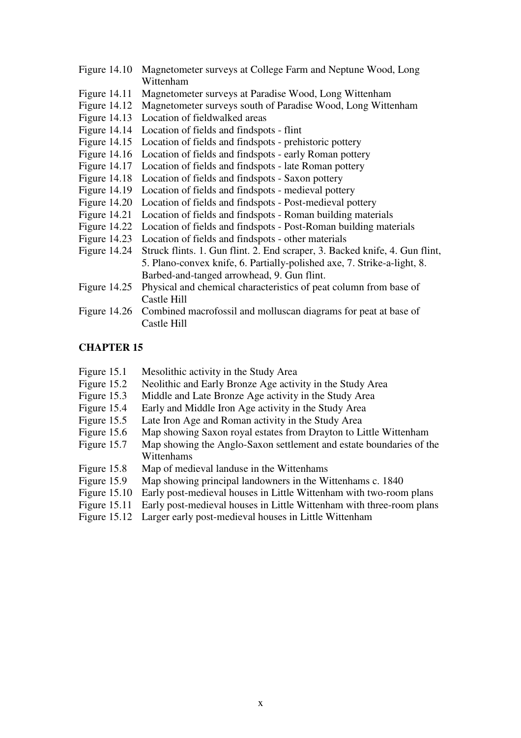Figure 14.10 Magnetometer surveys at College Farm and Neptune Wood, Long Wittenham
Figure 14.11 Magnetometer surveys at Paradise Wood, Long Wittenham
Figure 14.12 Magnetometer surveys south of Paradise Wood, Long Wittenham
Figure 14.13 Location of fieldwalked areas
Figure 14.14 Location of fields and findspots - flint
Figure 14.15 Location of fields and findspots - prehistoric pottery
Figure 14.16 Location of fields and findspots - early Roman pottery
Figure 14.17 Location of fields and findspots - late Roman pottery
Figure 14.18 Location of fields and findspots - Saxon pottery
Figure 14.19 Location of fields and findspots - medieval pottery
Figure 14.20 Location of fields and findspots - Post-medieval pottery
Figure 14.21 Location of fields and findspots - Roman building materials
Figure 14.22 Location of fields and findspots - Post-Roman building materials
Figure 14.23 Location of fields and findspots - other materials
Figure 14.24 Struck flints. 1. Gun flint. 2. End scraper, 3. Backed knife, 4. Gun flint, 5. Plano-convex knife, 6. Partially-polished axe, 7. Strike-a-light, 8. Barbed-and-tanged arrowhead, 9. Gun flint.
Figure 14.25 Physical and chemical characteristics of peat column from base of Castle Hill
Figure 14.26 Combined macrofossil and molluscan diagrams for peat at base of Castle Hill

## CHAPTER 15

Figure 15.1 Mesolithic activity in the Study Area
Figure 15.2 Neolithic and Early Bronze Age activity in the Study Area
Figure 15.3 Middle and Late Bronze Age activity in the Study Area
Figure 15.4 Early and Middle Iron Age activity in the Study Area
Figure 15.5 Late Iron Age and Roman activity in the Study Area
Figure 15.6 Map showing Saxon royal estates from Drayton to Little Wittenham
Figure 15.7 Map showing the Anglo-Saxon settlement and estate boundaries of the Wittenhams
Figure 15.8 Map of medieval landuse in the Wittenhams
Figure 15.9 Map showing principal landowners in the Wittenhams c. 1840
Figure 15.10 Early post-medieval houses in Little Wittenham with two-room plans
Figure 15.11 Early post-medieval houses in Little Wittenham with three-room plans
Figure 15.12 Larger early post-medieval houses in Little Wittenham